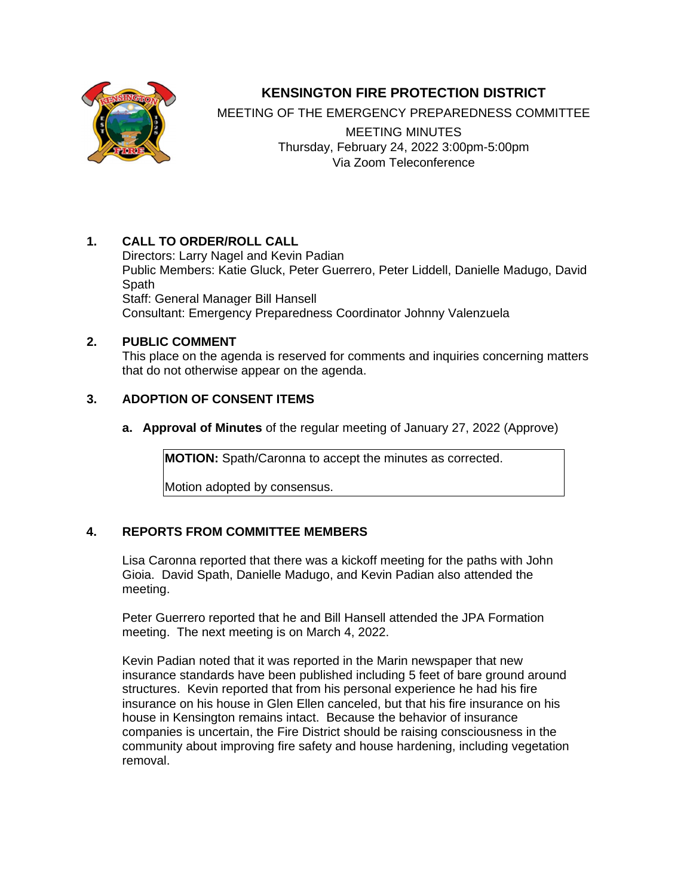# KENSINGTON FIRE PROTECTION DISTRICT

MEETING OF THE EMERGENCY PREPAREDNESS COMMITTEE

MEETING MINUTES

Thursday, February 24, 2022 3:00pm-5:00pm

Via Zoom Teleconference

## 1. CALL TO ORDER/ROLL CALL

Directors: Larry Nagel and Kevin Padian

Public Members: Katie Gluck, Peter Guerrero, Peter Liddell, Danielle Madugo, David Spath

Staff: General Manager Bill Hansell

Consultant: Emergency Preparedness Coordinator Johnny Valenzuela

## 2. PUBLIC COMMENT

This place on the agenda is reserved for comments and inquiries concerning matters that do not otherwise appear on the agenda.

## 3. ADOPTION OF CONSENT ITEMS

**a. Approval of Minutes** of the regular meeting of January 27, 2022 (Approve)

> **MOTION:** Spath/Caronna to accept the minutes as corrected.
>
> Motion adopted by consensus.

## 4. REPORTS FROM COMMITTEE MEMBERS

Lisa Caronna reported that there was a kickoff meeting for the paths with John Gioia. David Spath, Danielle Madugo, and Kevin Padian also attended the meeting.

Peter Guerrero reported that he and Bill Hansell attended the JPA Formation meeting. The next meeting is on March 4, 2022.

Kevin Padian noted that it was reported in the Marin newspaper that new insurance standards have been published including 5 feet of bare ground around structures. Kevin reported that from his personal experience he had his fire insurance on his house in Glen Ellen canceled, but that his fire insurance on his house in Kensington remains intact. Because the behavior of insurance companies is uncertain, the Fire District should be raising consciousness in the community about improving fire safety and house hardening, including vegetation removal.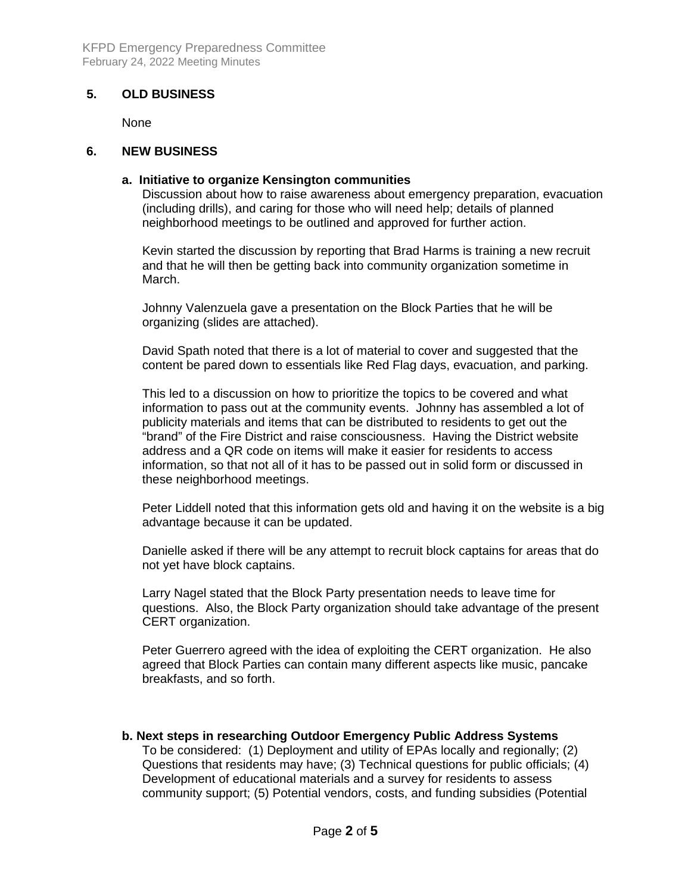## 5. OLD BUSINESS

None

## 6. NEW BUSINESS

**a. Initiative to organize Kensington communities**

Discussion about how to raise awareness about emergency preparation, evacuation (including drills), and caring for those who will need help; details of planned neighborhood meetings to be outlined and approved for further action.

Kevin started the discussion by reporting that Brad Harms is training a new recruit and that he will then be getting back into community organization sometime in March.

Johnny Valenzuela gave a presentation on the Block Parties that he will be organizing (slides are attached).

David Spath noted that there is a lot of material to cover and suggested that the content be pared down to essentials like Red Flag days, evacuation, and parking.

This led to a discussion on how to prioritize the topics to be covered and what information to pass out at the community events. Johnny has assembled a lot of publicity materials and items that can be distributed to residents to get out the "brand" of the Fire District and raise consciousness. Having the District website address and a QR code on items will make it easier for residents to access information, so that not all of it has to be passed out in solid form or discussed in these neighborhood meetings.

Peter Liddell noted that this information gets old and having it on the website is a big advantage because it can be updated.

Danielle asked if there will be any attempt to recruit block captains for areas that do not yet have block captains.

Larry Nagel stated that the Block Party presentation needs to leave time for questions. Also, the Block Party organization should take advantage of the present CERT organization.

Peter Guerrero agreed with the idea of exploiting the CERT organization. He also agreed that Block Parties can contain many different aspects like music, pancake breakfasts, and so forth.

**b. Next steps in researching Outdoor Emergency Public Address Systems**

To be considered: (1) Deployment and utility of EPAs locally and regionally; (2) Questions that residents may have; (3) Technical questions for public officials; (4) Development of educational materials and a survey for residents to assess community support; (5) Potential vendors, costs, and funding subsidies (Potential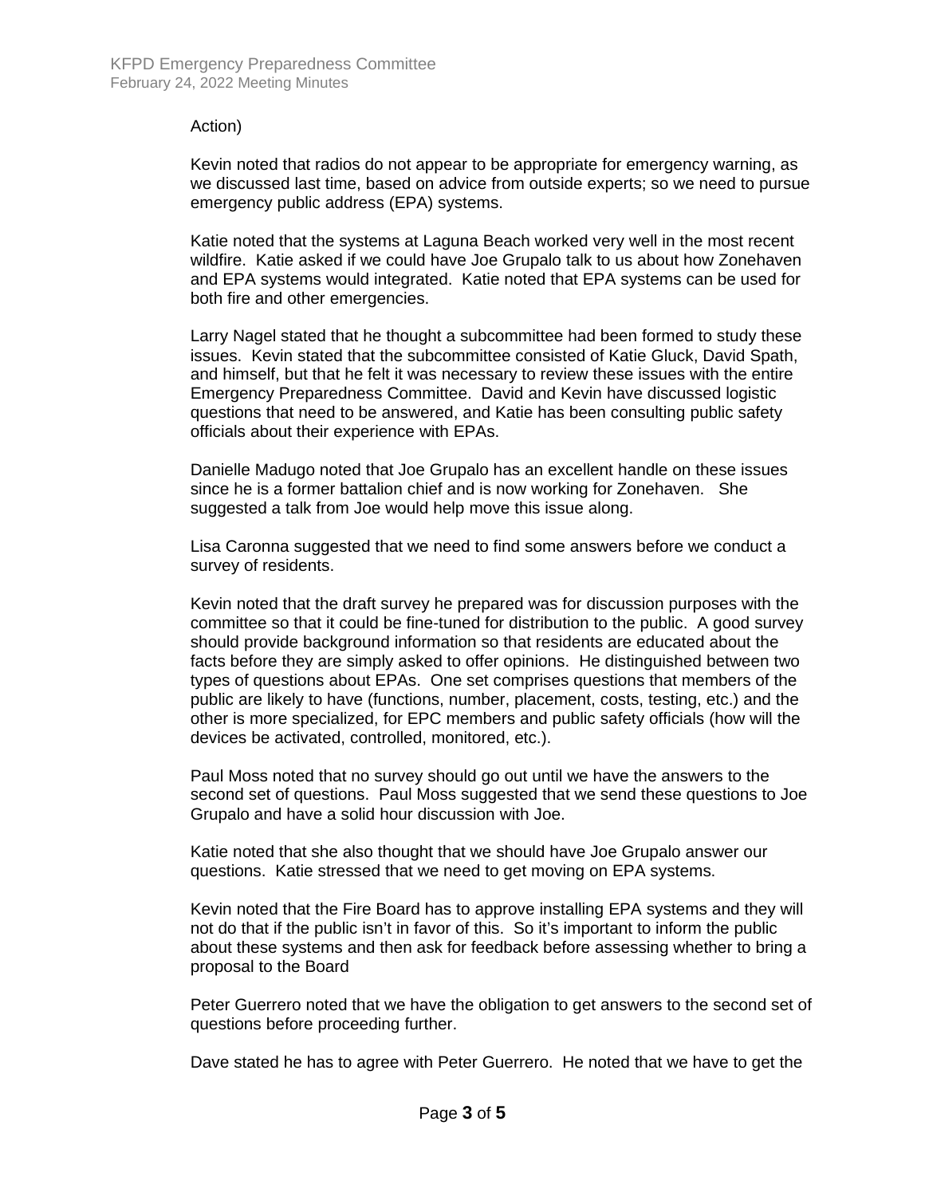Action)

Kevin noted that radios do not appear to be appropriate for emergency warning, as we discussed last time, based on advice from outside experts; so we need to pursue emergency public address (EPA) systems.

Katie noted that the systems at Laguna Beach worked very well in the most recent wildfire. Katie asked if we could have Joe Grupalo talk to us about how Zonehaven and EPA systems would integrated. Katie noted that EPA systems can be used for both fire and other emergencies.

Larry Nagel stated that he thought a subcommittee had been formed to study these issues. Kevin stated that the subcommittee consisted of Katie Gluck, David Spath, and himself, but that he felt it was necessary to review these issues with the entire Emergency Preparedness Committee. David and Kevin have discussed logistic questions that need to be answered, and Katie has been consulting public safety officials about their experience with EPAs.

Danielle Madugo noted that Joe Grupalo has an excellent handle on these issues since he is a former battalion chief and is now working for Zonehaven. She suggested a talk from Joe would help move this issue along.

Lisa Caronna suggested that we need to find some answers before we conduct a survey of residents.

Kevin noted that the draft survey he prepared was for discussion purposes with the committee so that it could be fine-tuned for distribution to the public. A good survey should provide background information so that residents are educated about the facts before they are simply asked to offer opinions. He distinguished between two types of questions about EPAs. One set comprises questions that members of the public are likely to have (functions, number, placement, costs, testing, etc.) and the other is more specialized, for EPC members and public safety officials (how will the devices be activated, controlled, monitored, etc.).

Paul Moss noted that no survey should go out until we have the answers to the second set of questions. Paul Moss suggested that we send these questions to Joe Grupalo and have a solid hour discussion with Joe.

Katie noted that she also thought that we should have Joe Grupalo answer our questions. Katie stressed that we need to get moving on EPA systems.

Kevin noted that the Fire Board has to approve installing EPA systems and they will not do that if the public isn't in favor of this. So it's important to inform the public about these systems and then ask for feedback before assessing whether to bring a proposal to the Board

Peter Guerrero noted that we have the obligation to get answers to the second set of questions before proceeding further.

Dave stated he has to agree with Peter Guerrero. He noted that we have to get the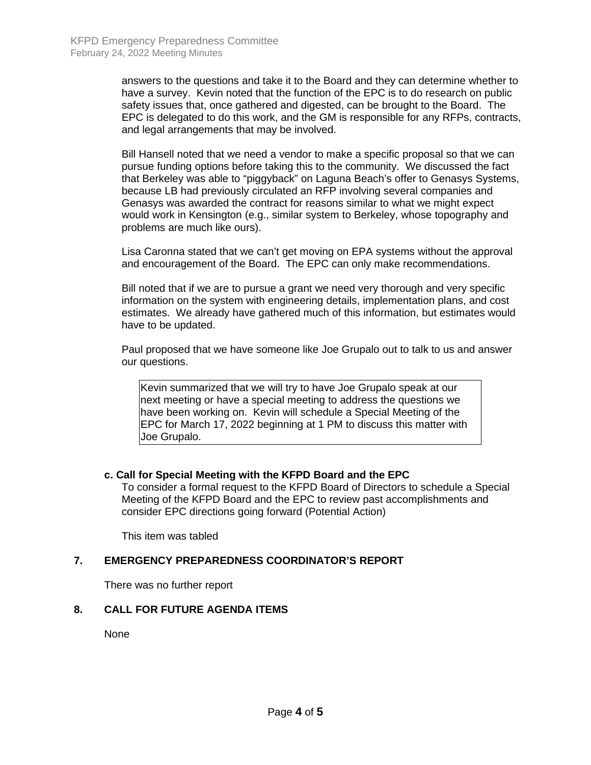answers to the questions and take it to the Board and they can determine whether to have a survey. Kevin noted that the function of the EPC is to do research on public safety issues that, once gathered and digested, can be brought to the Board. The EPC is delegated to do this work, and the GM is responsible for any RFPs, contracts, and legal arrangements that may be involved.

Bill Hansell noted that we need a vendor to make a specific proposal so that we can pursue funding options before taking this to the community. We discussed the fact that Berkeley was able to "piggyback" on Laguna Beach's offer to Genasys Systems, because LB had previously circulated an RFP involving several companies and Genasys was awarded the contract for reasons similar to what we might expect would work in Kensington (e.g., similar system to Berkeley, whose topography and problems are much like ours).

Lisa Caronna stated that we can't get moving on EPA systems without the approval and encouragement of the Board. The EPC can only make recommendations.

Bill noted that if we are to pursue a grant we need very thorough and very specific information on the system with engineering details, implementation plans, and cost estimates. We already have gathered much of this information, but estimates would have to be updated.

Paul proposed that we have someone like Joe Grupalo out to talk to us and answer our questions.

> Kevin summarized that we will try to have Joe Grupalo speak at our next meeting or have a special meeting to address the questions we have been working on. Kevin will schedule a Special Meeting of the EPC for March 17, 2022 beginning at 1 PM to discuss this matter with Joe Grupalo.

**c. Call for Special Meeting with the KFPD Board and the EPC**

To consider a formal request to the KFPD Board of Directors to schedule a Special Meeting of the KFPD Board and the EPC to review past accomplishments and consider EPC directions going forward (Potential Action)

This item was tabled

## 7. EMERGENCY PREPAREDNESS COORDINATOR'S REPORT

There was no further report

## 8. CALL FOR FUTURE AGENDA ITEMS

None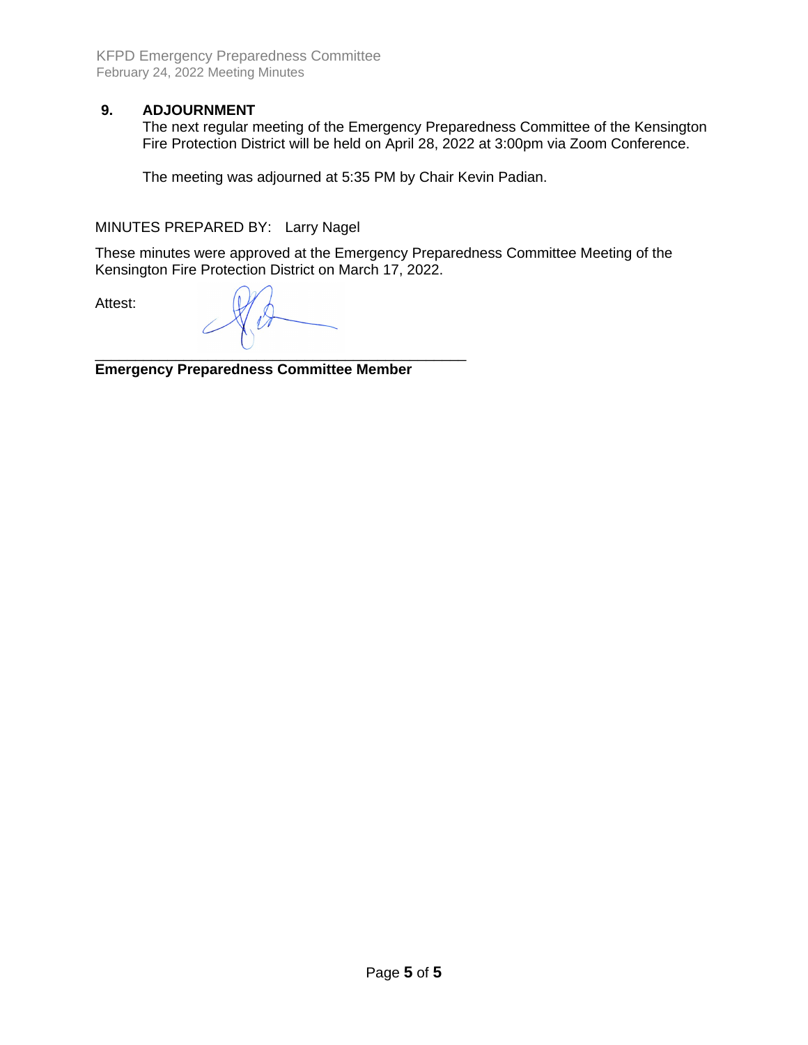## 9. ADJOURNMENT

The next regular meeting of the Emergency Preparedness Committee of the Kensington Fire Protection District will be held on April 28, 2022 at 3:00pm via Zoom Conference.

The meeting was adjourned at 5:35 PM by Chair Kevin Padian.

MINUTES PREPARED BY: Larry Nagel

These minutes were approved at the Emergency Preparedness Committee Meeting of the Kensington Fire Protection District on March 17, 2022.

Attest:

\_\_\_\_\_\_\_\_\_\_\_\_\_\_\_\_\_\_\_\_\_\_\_\_\_\_\_\_\_\_\_\_\_\_\_\_\_\_\_\_\_\_\_\_

**Emergency Preparedness Committee Member**